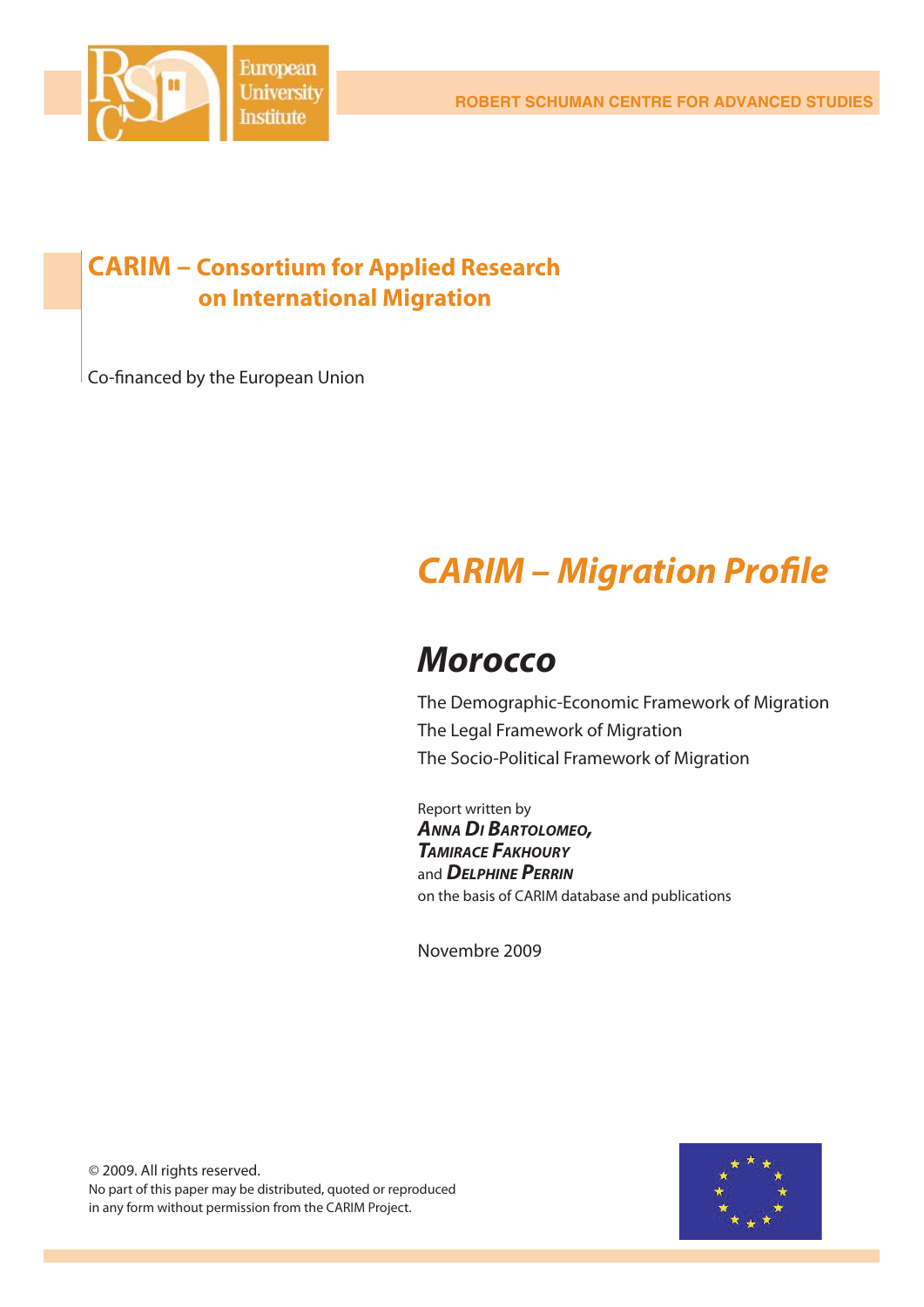European University Institute

ROBERT SCHUMAN CENTRE FOR ADVANCED STUDIES

# CARIM – Consortium for Applied Research on International Migration

Co-financed by the European Union

# *CARIM – Migration Profile*

## *Morocco*

The Demographic-Economic Framework of Migration
The Legal Framework of Migration
The Socio-Political Framework of Migration

Report written by
***Anna Di Bartolomeo,***
***Tamirace Fakhoury***
and ***Delphine Perrin***
on the basis of CARIM database and publications

Novembre 2009

© 2009. All rights reserved.
No part of this paper may be distributed, quoted or reproduced in any form without permission from the CARIM Project.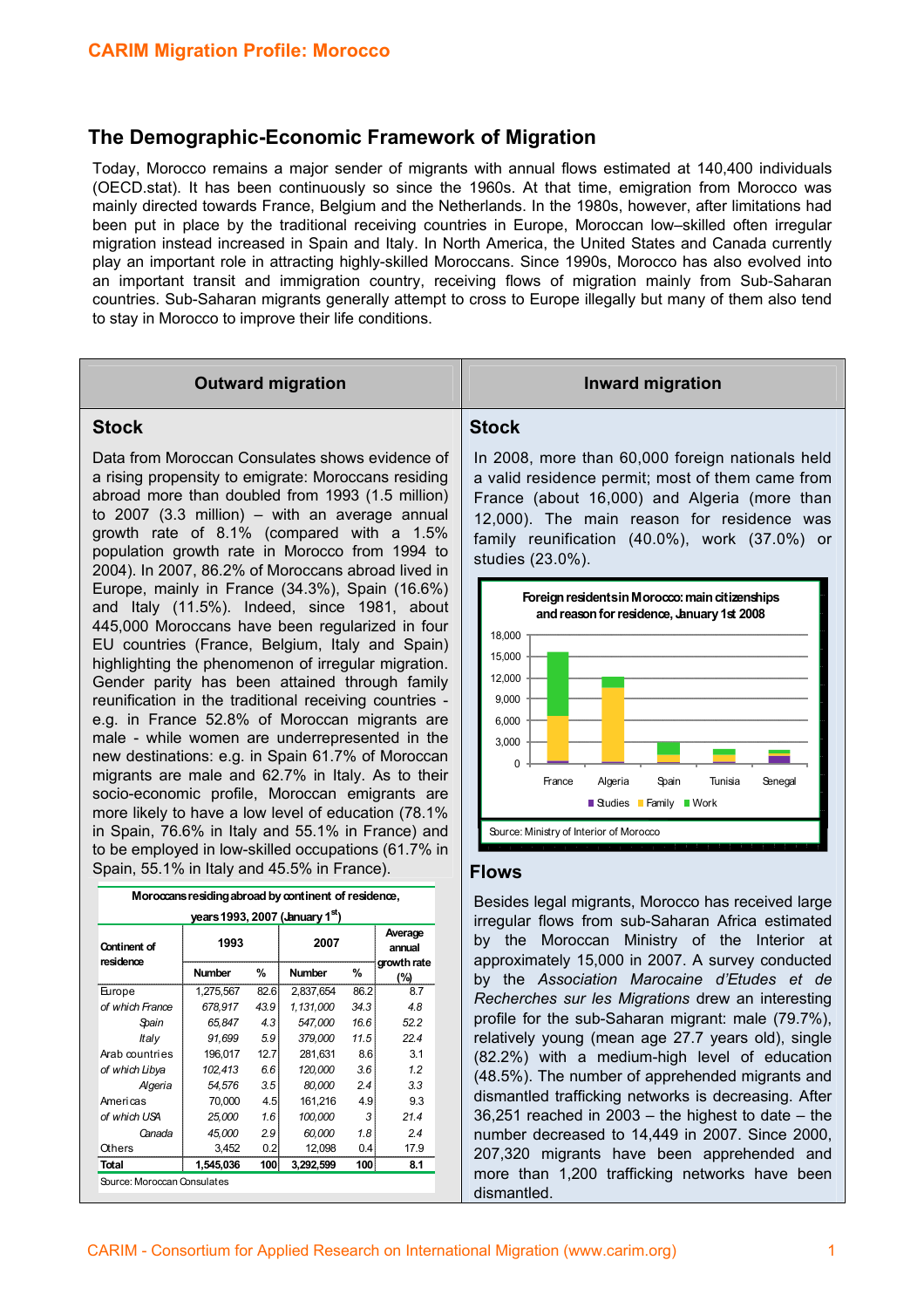## The Demographic-Economic Framework of Migration

Today, Morocco remains a major sender of migrants with annual flows estimated at 140,400 individuals (OECD.stat). It has been continuously so since the 1960s. At that time, emigration from Morocco was mainly directed towards France, Belgium and the Netherlands. In the 1980s, however, after limitations had been put in place by the traditional receiving countries in Europe, Moroccan low–skilled often irregular migration instead increased in Spain and Italy. In North America, the United States and Canada currently play an important role in attracting highly-skilled Moroccans. Since 1990s, Morocco has also evolved into an important transit and immigration country, receiving flows of migration mainly from Sub-Saharan countries. Sub-Saharan migrants generally attempt to cross to Europe illegally but many of them also tend to stay in Morocco to improve their life conditions.

### Outward migration

#### Stock

Data from Moroccan Consulates shows evidence of a rising propensity to emigrate: Moroccans residing abroad more than doubled from 1993 (1.5 million) to 2007 (3.3 million) – with an average annual growth rate of 8.1% (compared with a 1.5% population growth rate in Morocco from 1994 to 2004). In 2007, 86.2% of Moroccans abroad lived in Europe, mainly in France (34.3%), Spain (16.6%) and Italy (11.5%). Indeed, since 1981, about 445,000 Moroccans have been regularized in four EU countries (France, Belgium, Italy and Spain) highlighting the phenomenon of irregular migration. Gender parity has been attained through family reunification in the traditional receiving countries - e.g. in France 52.8% of Moroccan migrants are male - while women are underrepresented in the new destinations: e.g. in Spain 61.7% of Moroccan migrants are male and 62.7% in Italy. As to their socio-economic profile, Moroccan emigrants are more likely to have a low level of education (78.1% in Spain, 76.6% in Italy and 55.1% in France) and to be employed in low-skilled occupations (61.7% in Spain, 55.1% in Italy and 45.5% in France).

**Moroccans residing abroad by continent of residence, years 1993, 2007 (January 1st)**

| Continent of residence | 1993 | | 2007 | | Average annual growth rate (%) |
|---|---|---|---|---|---|
| | Number | % | Number | % | |
| Europe | 1,275,567 | 82.6 | 2,837,654 | 86.2 | 8.7 |
| *of which France* | *678,917* | *43.9* | *1,131,000* | *34.3* | *4.8* |
| *Spain* | *65,847* | *4.3* | *547,000* | *16.6* | *52.2* |
| *Italy* | *91,699* | *5.9* | *379,000* | *11.5* | *22.4* |
| Arab countries | 196,017 | 12.7 | 281,631 | 8.6 | 3.1 |
| *of which Libya* | *102,413* | *6.6* | *120,000* | *3.6* | *1.2* |
| *Algeria* | *54,576* | *3.5* | *80,000* | *2.4* | *3.3* |
| Americas | 70,000 | 4.5 | 161,216 | 4.9 | 9.3 |
| *of which USA* | *25,000* | *1.6* | *100,000* | *3* | *21.4* |
| *Canada* | *45,000* | *2.9* | *60,000* | *1.8* | *2.4* |
| Others | 3,452 | 0.2 | 12,098 | 0.4 | 17.9 |
| **Total** | **1,545,036** | **100** | **3,292,599** | **100** | **8.1** |

Source: Moroccan Consulates

### Inward migration

#### Stock

In 2008, more than 60,000 foreign nationals held a valid residence permit; most of them came from France (about 16,000) and Algeria (more than 12,000). The main reason for residence was family reunification (40.0%), work (37.0%) or studies (23.0%).

**Foreign residents in Morocco: main citizenships and reason for residence, January 1st 2008**

Source: Ministry of Interior of Morocco

#### Flows

Besides legal migrants, Morocco has received large irregular flows from sub-Saharan Africa estimated by the Moroccan Ministry of the Interior at approximately 15,000 in 2007. A survey conducted by the *Association Marocaine d'Etudes et de Recherches sur les Migrations* drew an interesting profile for the sub-Saharan migrant: male (79.7%), relatively young (mean age 27.7 years old), single (82.2%) with a medium-high level of education (48.5%). The number of apprehended migrants and dismantled trafficking networks is decreasing. After 36,251 reached in 2003 – the highest to date – the number decreased to 14,449 in 2007. Since 2000, 207,320 migrants have been apprehended and more than 1,200 trafficking networks have been dismantled.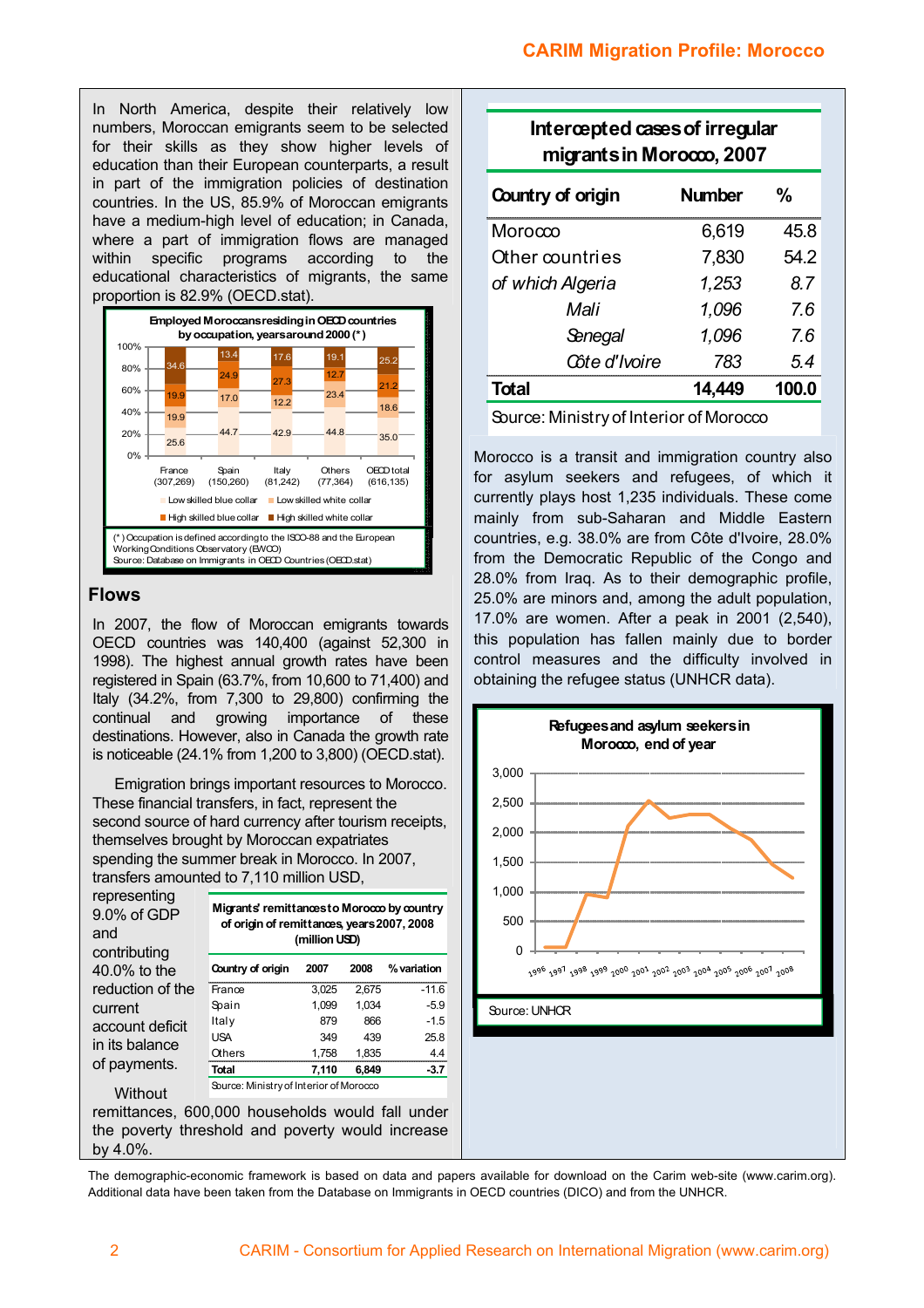In North America, despite their relatively low numbers, Moroccan emigrants seem to be selected for their skills as they show higher levels of education than their European counterparts, a result in part of the immigration policies of destination countries. In the US, 85.9% of Moroccan emigrants have a medium-high level of education; in Canada, where a part of immigration flows are managed within specific programs according to the educational characteristics of migrants, the same proportion is 82.9% (OECD.stat).

**Employed Moroccans residing in OECD countries by occupation, years around 2000 (*)**

| | France (307,269) | Spain (150,260) | Italy (81,242) | Others (77,364) | OECD total (616,135) |
|---|---|---|---|---|---|
| Low skilled blue collar | 25.6 | 44.7 | 42.9 | 44.8 | 35.0 |
| Low skilled white collar | 19.9 | 17.0 | 12.2 | 23.4 | 18.6 |
| High skilled blue collar | 19.9 | 24.9 | 27.3 | 12.7 | 21.2 |
| High skilled white collar | 34.6 | 13.4 | 17.6 | 19.1 | 25.2 |

(*) Occupation is defined according to the ISCO-88 and the European Working Conditions Observatory (EWCO)
Source: Database on Immigrants in OECD Countries (OECD.stat)

## Flows

In 2007, the flow of Moroccan emigrants towards OECD countries was 140,400 (against 52,300 in 1998). The highest annual growth rates have been registered in Spain (63.7%, from 10,600 to 71,400) and Italy (34.2%, from 7,300 to 29,800) confirming the continual and growing importance of these destinations. However, also in Canada the growth rate is noticeable (24.1% from 1,200 to 3,800) (OECD.stat).

Emigration brings important resources to Morocco. These financial transfers, in fact, represent the second source of hard currency after tourism receipts, themselves brought by Moroccan expatriates spending the summer break in Morocco. In 2007, transfers amounted to 7,110 million USD, representing 9.0% of GDP and contributing 40.0% to the reduction of the current account deficit in its balance of payments.

**Migrants' remittances to Morocco by country of origin of remittances, years 2007, 2008 (million USD)**

| Country of origin | 2007 | 2008 | % variation |
|---|---|---|---|
| France | 3,025 | 2,675 | -11.6 |
| Spain | 1,099 | 1,034 | -5.9 |
| Italy | 879 | 866 | -1.5 |
| USA | 349 | 439 | 25.8 |
| Others | 1,758 | 1,835 | 4.4 |
| **Total** | **7,110** | **6,849** | **-3.7** |

Source: Ministry of Interior of Morocco

Without remittances, 600,000 households would fall under the poverty threshold and poverty would increase by 4.0%.

**Intercepted cases of irregular migrants in Morocco, 2007**

| Country of origin | Number | % |
|---|---|---|
| Morocco | 6,619 | 45.8 |
| Other countries | 7,830 | 54.2 |
| *of which Algeria* | *1,253* | *8.7* |
| *Mali* | *1,096* | *7.6* |
| *Senegal* | *1,096* | *7.6* |
| *Côte d'Ivoire* | *783* | *5.4* |
| **Total** | **14,449** | **100.0** |

Source: Ministry of Interior of Morocco

Morocco is a transit and immigration country also for asylum seekers and refugees, of which it currently plays host 1,235 individuals. These come mainly from sub-Saharan and Middle Eastern countries, e.g. 38.0% are from Côte d'Ivoire, 28.0% from the Democratic Republic of the Congo and 28.0% from Iraq. As to their demographic profile, 25.0% are minors and, among the adult population, 17.0% are women. After a peak in 2001 (2,540), this population has fallen mainly due to border control measures and the difficulty involved in obtaining the refugee status (UNHCR data).

**Refugees and asylum seekers in Morocco, end of year**

Source: UNHCR

The demographic-economic framework is based on data and papers available for download on the Carim web-site (www.carim.org). Additional data have been taken from the Database on Immigrants in OECD countries (DICO) and from the UNHCR.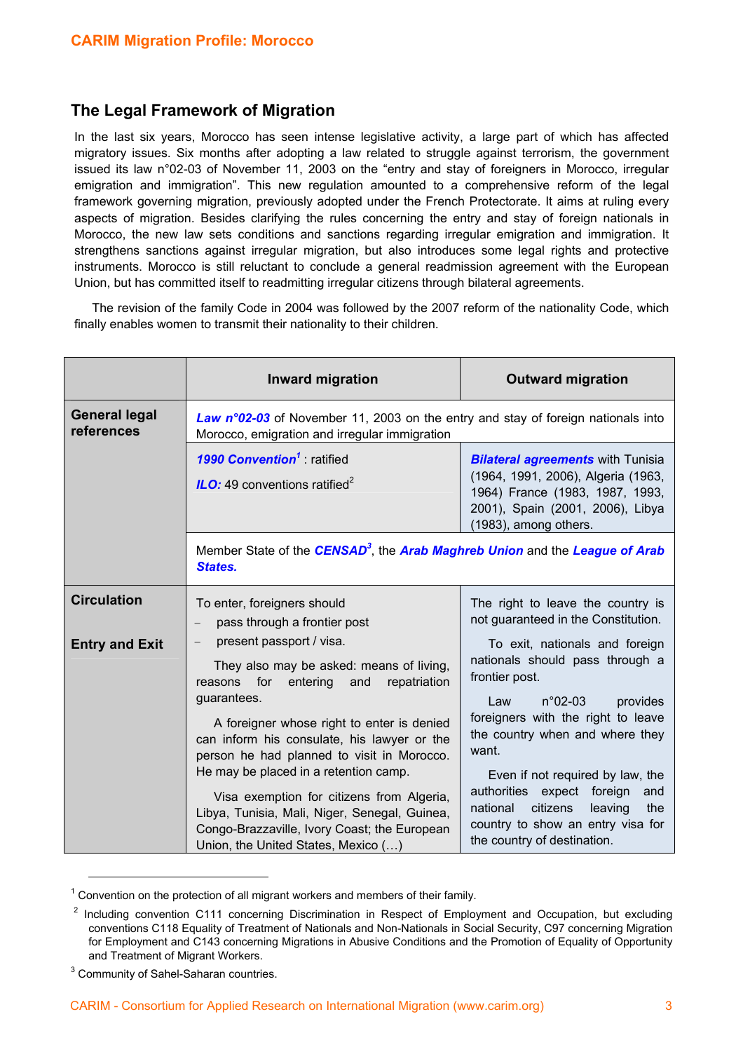## The Legal Framework of Migration

In the last six years, Morocco has seen intense legislative activity, a large part of which has affected migratory issues. Six months after adopting a law related to struggle against terrorism, the government issued its law n°02-03 of November 11, 2003 on the "entry and stay of foreigners in Morocco, irregular emigration and immigration". This new regulation amounted to a comprehensive reform of the legal framework governing migration, previously adopted under the French Protectorate. It aims at ruling every aspects of migration. Besides clarifying the rules concerning the entry and stay of foreign nationals in Morocco, the new law sets conditions and sanctions regarding irregular emigration and immigration. It strengthens sanctions against irregular migration, but also introduces some legal rights and protective instruments. Morocco is still reluctant to conclude a general readmission agreement with the European Union, but has committed itself to readmitting irregular citizens through bilateral agreements.

The revision of the family Code in 2004 was followed by the 2007 reform of the nationality Code, which finally enables women to transmit their nationality to their children.

| | Inward migration | Outward migration |
|---|---|---|
| **General legal references** | ***Law n°02-03*** of November 11, 2003 on the entry and stay of foreign nationals into Morocco, emigration and irregular immigration | |
| | ***1990 Convention***[1] : ratified<br><br>***ILO:*** 49 conventions ratified[2] | ***Bilateral agreements*** with Tunisia (1964, 1991, 2006), Algeria (1963, 1964) France (1983, 1987, 1993, 2001), Spain (2001, 2006), Libya (1983), among others. |
| | Member State of the ***CENSAD***[3], the ***Arab Maghreb Union*** and the ***League of Arab States.*** | |
| **Circulation**<br><br>**Entry and Exit** | To enter, foreigners should<br>– pass through a frontier post<br>– present passport / visa.<br><br>They also may be asked: means of living, reasons for entering and repatriation guarantees.<br><br>A foreigner whose right to enter is denied can inform his consulate, his lawyer or the person he had planned to visit in Morocco. He may be placed in a retention camp.<br><br>Visa exemption for citizens from Algeria, Libya, Tunisia, Mali, Niger, Senegal, Guinea, Congo-Brazzaville, Ivory Coast; the European Union, the United States, Mexico (…) | The right to leave the country is not guaranteed in the Constitution.<br><br>To exit, nationals and foreign nationals should pass through a frontier post.<br><br>Law n°02-03 provides foreigners with the right to leave the country when and where they want.<br><br>Even if not required by law, the authorities expect foreign and national citizens leaving the country to show an entry visa for the country of destination. |

[1] Convention on the protection of all migrant workers and members of their family.

[2] Including convention C111 concerning Discrimination in Respect of Employment and Occupation, but excluding conventions C118 Equality of Treatment of Nationals and Non-Nationals in Social Security, C97 concerning Migration for Employment and C143 concerning Migrations in Abusive Conditions and the Promotion of Equality of Opportunity and Treatment of Migrant Workers.

[3] Community of Sahel-Saharan countries.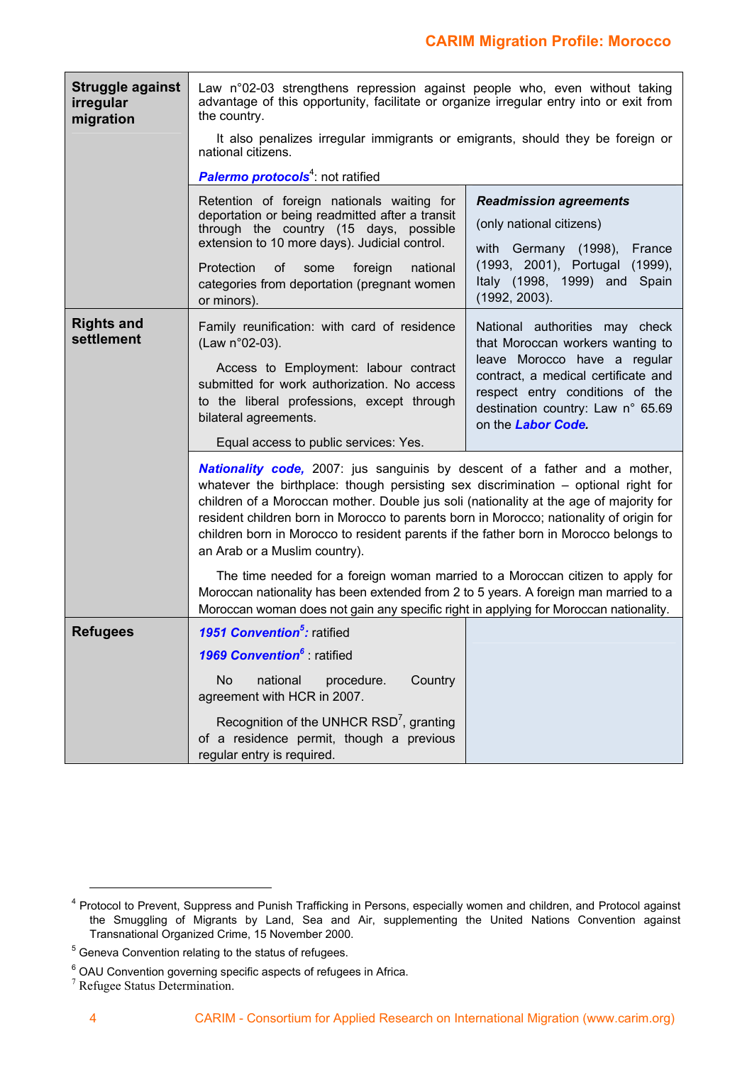| | | |
|---|---|---|
| **Struggle against irregular migration** | Law n°02-03 strengthens repression against people who, even without taking advantage of this opportunity, facilitate or organize irregular entry into or exit from the country.<br><br>It also penalizes irregular immigrants or emigrants, should they be foreign or national citizens.<br><br>***Palermo protocols***[4]: not ratified | |
| | Retention of foreign nationals waiting for deportation or being readmitted after a transit through the country (15 days, possible extension to 10 more days). Judicial control.<br><br>Protection of some foreign national categories from deportation (pregnant women or minors). | ***Readmission agreements***<br><br>(only national citizens)<br><br>with Germany (1998), France (1993, 2001), Portugal (1999), Italy (1998, 1999) and Spain (1992, 2003). |
| **Rights and settlement** | Family reunification: with card of residence (Law n°02-03).<br><br>Access to Employment: labour contract submitted for work authorization. No access to the liberal professions, except through bilateral agreements.<br><br>Equal access to public services: Yes. | National authorities may check that Moroccan workers wanting to leave Morocco have a regular contract, a medical certificate and respect entry conditions of the destination country: Law n° 65.69 on the ***Labor Code.*** |
| | ***Nationality code,*** 2007: jus sanguinis by descent of a father and a mother, whatever the birthplace: though persisting sex discrimination – optional right for children of a Moroccan mother. Double jus soli (nationality at the age of majority for resident children born in Morocco to parents born in Morocco; nationality of origin for children born in Morocco to resident parents if the father born in Morocco belongs to an Arab or a Muslim country).<br><br>The time needed for a foreign woman married to a Moroccan citizen to apply for Moroccan nationality has been extended from 2 to 5 years. A foreign man married to a Moroccan woman does not gain any specific right in applying for Moroccan nationality. | |
| **Refugees** | ***1951 Convention***[5]***:*** ratified<br><br>***1969 Convention***[6] : ratified<br><br>No national procedure. Country agreement with HCR in 2007.<br><br>Recognition of the UNHCR RSD[7], granting of a residence permit, though a previous regular entry is required. | |

[4] Protocol to Prevent, Suppress and Punish Trafficking in Persons, especially women and children, and Protocol against the Smuggling of Migrants by Land, Sea and Air, supplementing the United Nations Convention against Transnational Organized Crime, 15 November 2000.

[5] Geneva Convention relating to the status of refugees.

[6] OAU Convention governing specific aspects of refugees in Africa.

[7] Refugee Status Determination.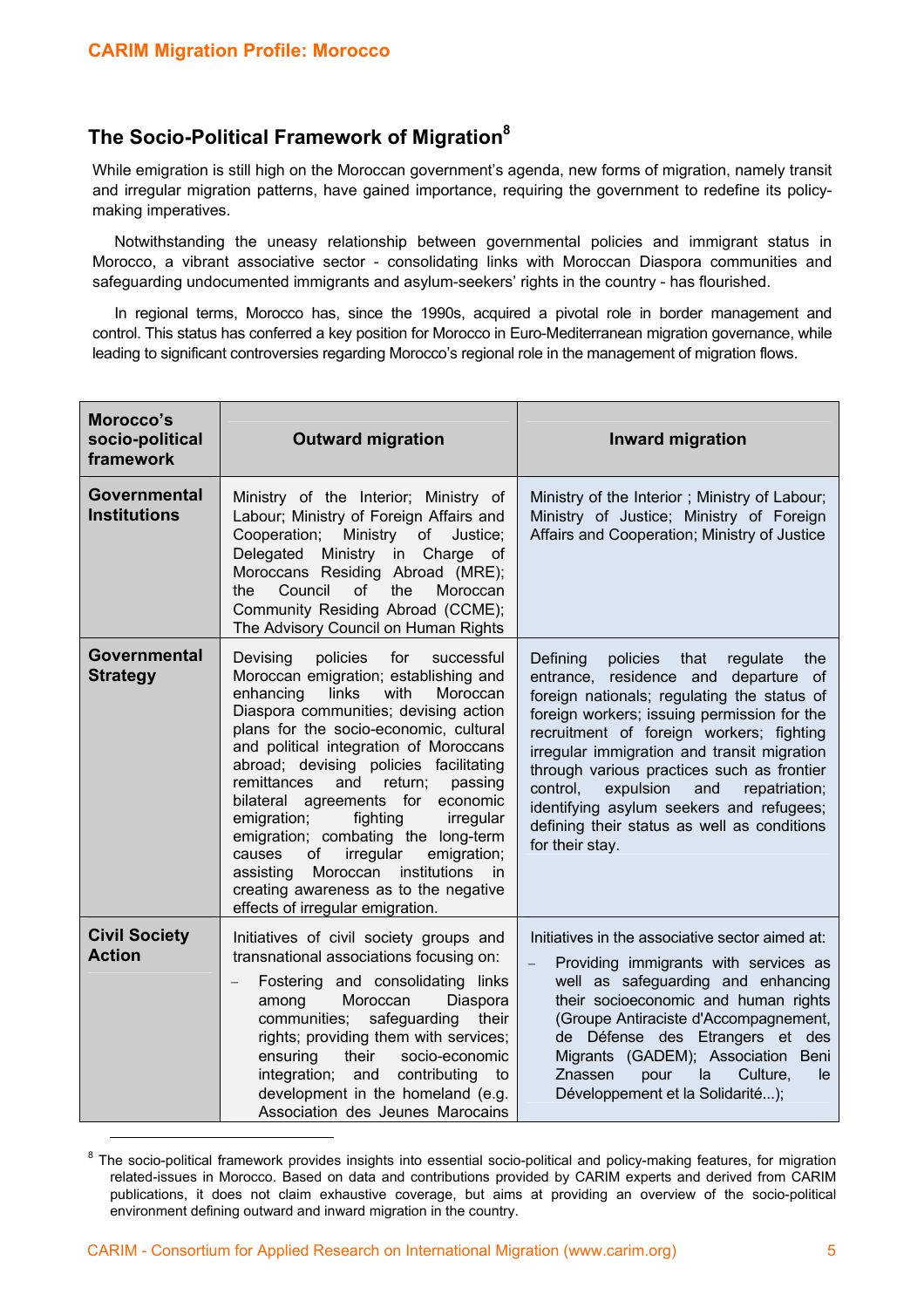## The Socio-Political Framework of Migration[8]

While emigration is still high on the Moroccan government's agenda, new forms of migration, namely transit and irregular migration patterns, have gained importance, requiring the government to redefine its policy-making imperatives.

Notwithstanding the uneasy relationship between governmental policies and immigrant status in Morocco, a vibrant associative sector - consolidating links with Moroccan Diaspora communities and safeguarding undocumented immigrants and asylum-seekers' rights in the country - has flourished.

In regional terms, Morocco has, since the 1990s, acquired a pivotal role in border management and control. This status has conferred a key position for Morocco in Euro-Mediterranean migration governance, while leading to significant controversies regarding Morocco's regional role in the management of migration flows.

| Morocco's socio-political framework | Outward migration | Inward migration |
|---|---|---|
| **Governmental Institutions** | Ministry of the Interior; Ministry of Labour; Ministry of Foreign Affairs and Cooperation; Ministry of Justice; Delegated Ministry in Charge of Moroccans Residing Abroad (MRE); the Council of the Moroccan Community Residing Abroad (CCME); The Advisory Council on Human Rights | Ministry of the Interior ; Ministry of Labour; Ministry of Justice; Ministry of Foreign Affairs and Cooperation; Ministry of Justice |
| **Governmental Strategy** | Devising policies for successful Moroccan emigration; establishing and enhancing links with Moroccan Diaspora communities; devising action plans for the socio-economic, cultural and political integration of Moroccans abroad; devising policies facilitating remittances and return; passing bilateral agreements for economic emigration; fighting irregular emigration; combating the long-term causes of irregular emigration; assisting Moroccan institutions in creating awareness as to the negative effects of irregular emigration. | Defining policies that regulate the entrance, residence and departure of foreign nationals; regulating the status of foreign workers; issuing permission for the recruitment of foreign workers; fighting irregular immigration and transit migration through various practices such as frontier control, expulsion and repatriation; identifying asylum seekers and refugees; defining their status as well as conditions for their stay. |
| **Civil Society Action** | Initiatives of civil society groups and transnational associations focusing on: – Fostering and consolidating links among Moroccan Diaspora communities; safeguarding their rights; providing them with services; ensuring their socio-economic integration; and contributing to development in the homeland (e.g. Association des Jeunes Marocains | Initiatives in the associative sector aimed at: – Providing immigrants with services as well as safeguarding and enhancing their socioeconomic and human rights (Groupe Antiraciste d'Accompagnement, de Défense des Etrangers et des Migrants (GADEM); Association Beni Znassen pour la Culture, le Développement et la Solidarité...); |

[8] The socio-political framework provides insights into essential socio-political and policy-making features, for migration related-issues in Morocco. Based on data and contributions provided by CARIM experts and derived from CARIM publications, it does not claim exhaustive coverage, but aims at providing an overview of the socio-political environment defining outward and inward migration in the country.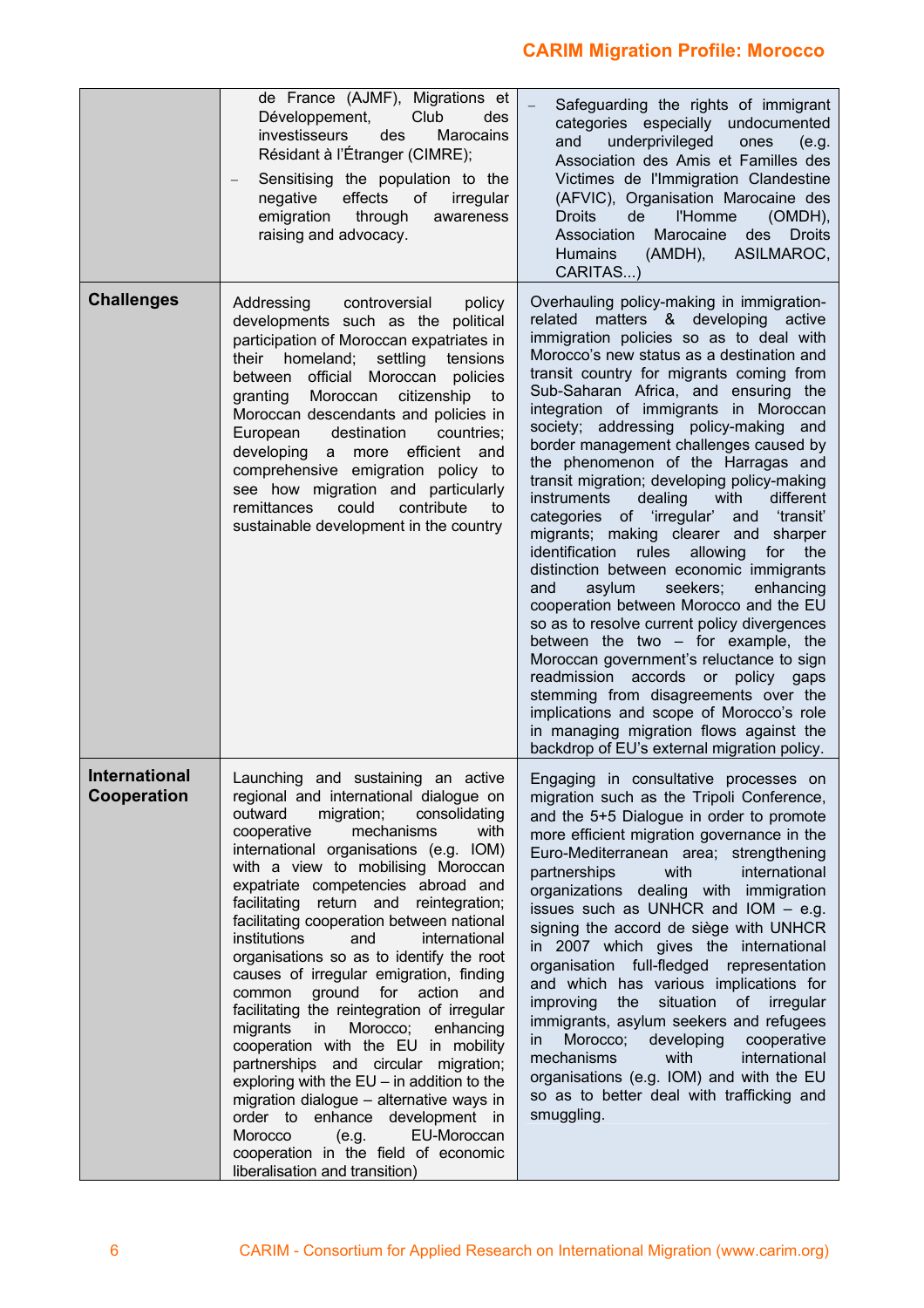| | | |
|---|---|---|
| | de France (AJMF), Migrations et Développement, Club des investisseurs des Marocains Résidant à l'Étranger (CIMRE);<br>– Sensitising the population to the negative effects of irregular emigration through awareness raising and advocacy. | – Safeguarding the rights of immigrant categories especially undocumented and underprivileged ones (e.g. Association des Amis et Familles des Victimes de l'Immigration Clandestine (AFVIC), Organisation Marocaine des Droits de l'Homme (OMDH), Association Marocaine des Droits Humains (AMDH), ASILMAROC, CARITAS...) |
| **Challenges** | Addressing controversial policy developments such as the political participation of Moroccan expatriates in their homeland; settling tensions between official Moroccan policies granting Moroccan citizenship to Moroccan descendants and policies in European destination countries; developing a more efficient and comprehensive emigration policy to see how migration and particularly remittances could contribute to sustainable development in the country | Overhauling policy-making in immigration-related matters & developing active immigration policies so as to deal with Morocco's new status as a destination and transit country for migrants coming from Sub-Saharan Africa, and ensuring the integration of immigrants in Moroccan society; addressing policy-making and border management challenges caused by the phenomenon of the Harragas and transit migration; developing policy-making instruments dealing with different categories of 'irregular' and 'transit' migrants; making clearer and sharper identification rules allowing for the distinction between economic immigrants and asylum seekers; enhancing cooperation between Morocco and the EU so as to resolve current policy divergences between the two – for example, the Moroccan government's reluctance to sign readmission accords or policy gaps stemming from disagreements over the implications and scope of Morocco's role in managing migration flows against the backdrop of EU's external migration policy. |
| **International Cooperation** | Launching and sustaining an active regional and international dialogue on outward migration; consolidating cooperative mechanisms with international organisations (e.g. IOM) with a view to mobilising Moroccan expatriate competencies abroad and facilitating return and reintegration; facilitating cooperation between national institutions and international organisations so as to identify the root causes of irregular emigration, finding common ground for action and facilitating the reintegration of irregular migrants in Morocco; enhancing cooperation with the EU in mobility partnerships and circular migration; exploring with the EU – in addition to the migration dialogue – alternative ways in order to enhance development in Morocco (e.g. EU-Moroccan cooperation in the field of economic liberalisation and transition) | Engaging in consultative processes on migration such as the Tripoli Conference, and the 5+5 Dialogue in order to promote more efficient migration governance in the Euro-Mediterranean area; strengthening partnerships with international organizations dealing with immigration issues such as UNHCR and IOM – e.g. signing the accord de siège with UNHCR in 2007 which gives the international organisation full-fledged representation and which has various implications for improving the situation of irregular immigrants, asylum seekers and refugees in Morocco; developing cooperative mechanisms with international organisations (e.g. IOM) and with the EU so as to better deal with trafficking and smuggling. |